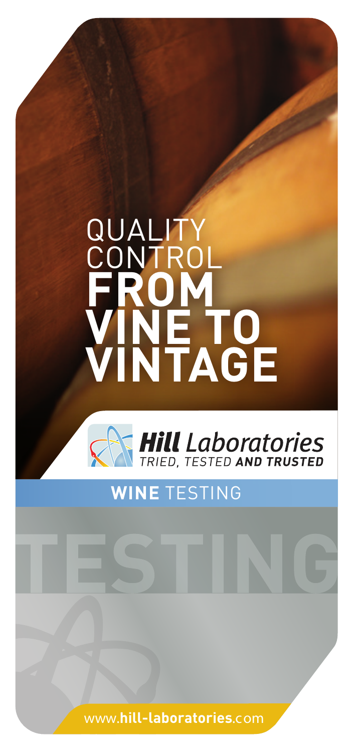# QUALITY CONTROL **FROM VINE TO VINTAGE**

**Hill** *Laboratories*

*TRIED, TESTED* ***AND TRUSTED***

## **WINE** TESTING

TESTING

www.**hill-laboratories**.com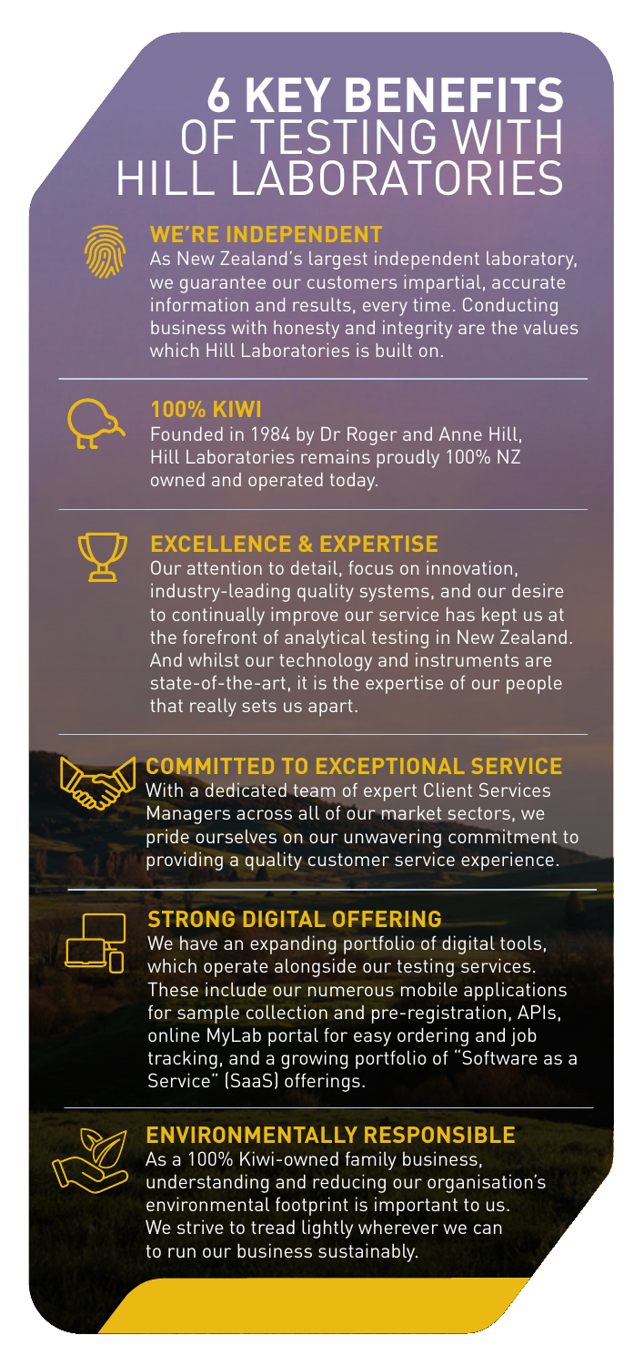# 6 KEY BENEFITS OF TESTING WITH HILL LABORATORIES

## WE'RE INDEPENDENT

As New Zealand's largest independent laboratory, we guarantee our customers impartial, accurate information and results, every time. Conducting business with honesty and integrity are the values which Hill Laboratories is built on.

## 100% KIWI

Founded in 1984 by Dr Roger and Anne Hill, Hill Laboratories remains proudly 100% NZ owned and operated today.

## EXCELLENCE & EXPERTISE

Our attention to detail, focus on innovation, industry-leading quality systems, and our desire to continually improve our service has kept us at the forefront of analytical testing in New Zealand. And whilst our technology and instruments are state-of-the-art, it is the expertise of our people that really sets us apart.

## COMMITTED TO EXCEPTIONAL SERVICE

With a dedicated team of expert Client Services Managers across all of our market sectors, we pride ourselves on our unwavering commitment to providing a quality customer service experience.

## STRONG DIGITAL OFFERING

We have an expanding portfolio of digital tools, which operate alongside our testing services. These include our numerous mobile applications for sample collection and pre-registration, APIs, online MyLab portal for easy ordering and job tracking, and a growing portfolio of "Software as a Service" (SaaS) offerings.

## ENVIRONMENTALLY RESPONSIBLE

As a 100% Kiwi-owned family business, understanding and reducing our organisation's environmental footprint is important to us. We strive to tread lightly wherever we can to run our business sustainably.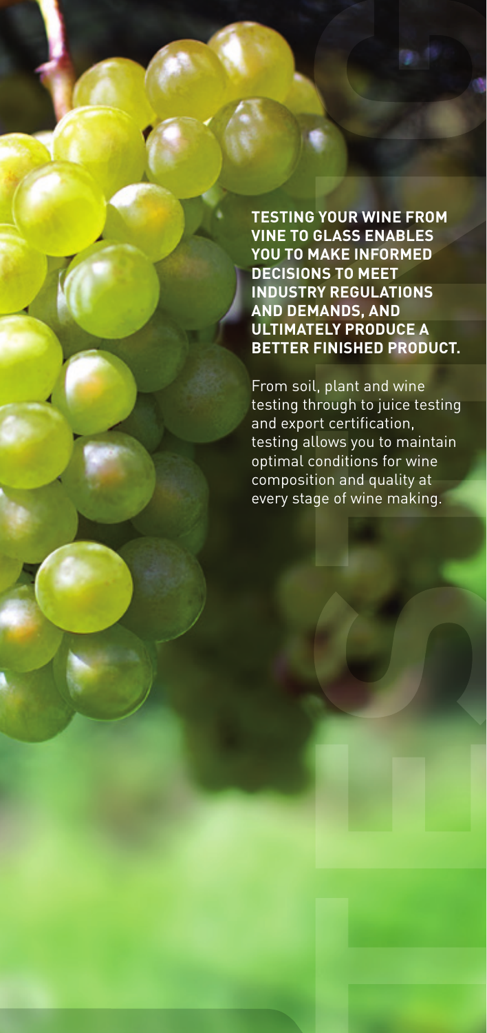**TESTING YOUR WINE FROM VINE TO GLASS ENABLES YOU TO MAKE INFORMED DECISIONS TO MEET INDUSTRY REGULATIONS AND DEMANDS, AND ULTIMATELY PRODUCE A BETTER FINISHED PRODUCT.**

From soil, plant and wine testing through to juice testing and export certification, testing allows you to maintain optimal conditions for wine composition and quality at every stage of wine making.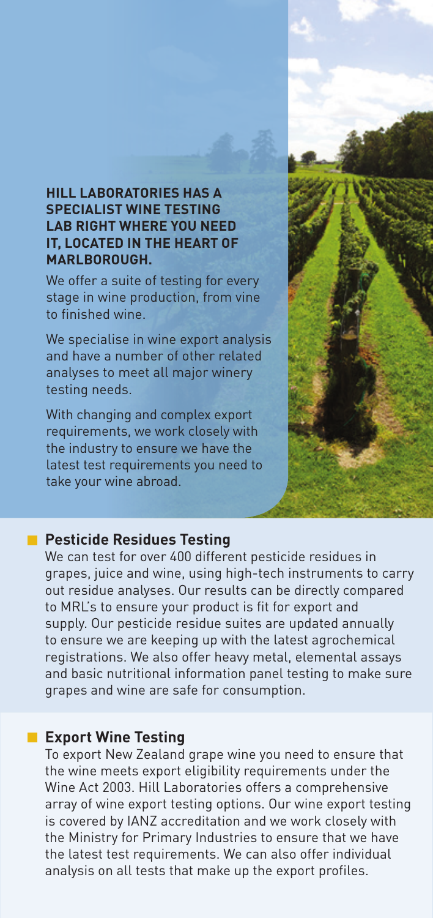**HILL LABORATORIES HAS A SPECIALIST WINE TESTING LAB RIGHT WHERE YOU NEED IT, LOCATED IN THE HEART OF MARLBOROUGH.**

We offer a suite of testing for every stage in wine production, from vine to finished wine.

We specialise in wine export analysis and have a number of other related analyses to meet all major winery testing needs.

With changing and complex export requirements, we work closely with the industry to ensure we have the latest test requirements you need to take your wine abroad.

## Pesticide Residues Testing

We can test for over 400 different pesticide residues in grapes, juice and wine, using high-tech instruments to carry out residue analyses. Our results can be directly compared to MRL's to ensure your product is fit for export and supply. Our pesticide residue suites are updated annually to ensure we are keeping up with the latest agrochemical registrations. We also offer heavy metal, elemental assays and basic nutritional information panel testing to make sure grapes and wine are safe for consumption.

## Export Wine Testing

To export New Zealand grape wine you need to ensure that the wine meets export eligibility requirements under the Wine Act 2003. Hill Laboratories offers a comprehensive array of wine export testing options. Our wine export testing is covered by IANZ accreditation and we work closely with the Ministry for Primary Industries to ensure that we have the latest test requirements. We can also offer individual analysis on all tests that make up the export profiles.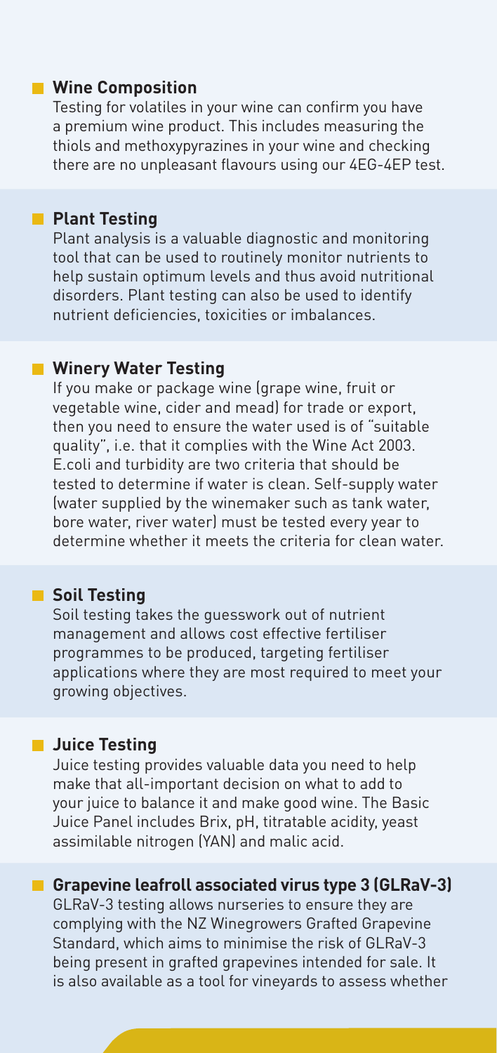## Wine Composition

Testing for volatiles in your wine can confirm you have a premium wine product. This includes measuring the thiols and methoxypyrazines in your wine and checking there are no unpleasant flavours using our 4EG-4EP test.

## Plant Testing

Plant analysis is a valuable diagnostic and monitoring tool that can be used to routinely monitor nutrients to help sustain optimum levels and thus avoid nutritional disorders. Plant testing can also be used to identify nutrient deficiencies, toxicities or imbalances.

## Winery Water Testing

If you make or package wine (grape wine, fruit or vegetable wine, cider and mead) for trade or export, then you need to ensure the water used is of "suitable quality", i.e. that it complies with the Wine Act 2003. E.coli and turbidity are two criteria that should be tested to determine if water is clean. Self-supply water (water supplied by the winemaker such as tank water, bore water, river water) must be tested every year to determine whether it meets the criteria for clean water.

## Soil Testing

Soil testing takes the guesswork out of nutrient management and allows cost effective fertiliser programmes to be produced, targeting fertiliser applications where they are most required to meet your growing objectives.

## Juice Testing

Juice testing provides valuable data you need to help make that all-important decision on what to add to your juice to balance it and make good wine. The Basic Juice Panel includes Brix, pH, titratable acidity, yeast assimilable nitrogen (YAN) and malic acid.

## Grapevine leafroll associated virus type 3 (GLRaV-3)

GLRaV-3 testing allows nurseries to ensure they are complying with the NZ Winegrowers Grafted Grapevine Standard, which aims to minimise the risk of GLRaV-3 being present in grafted grapevines intended for sale. It is also available as a tool for vineyards to assess whether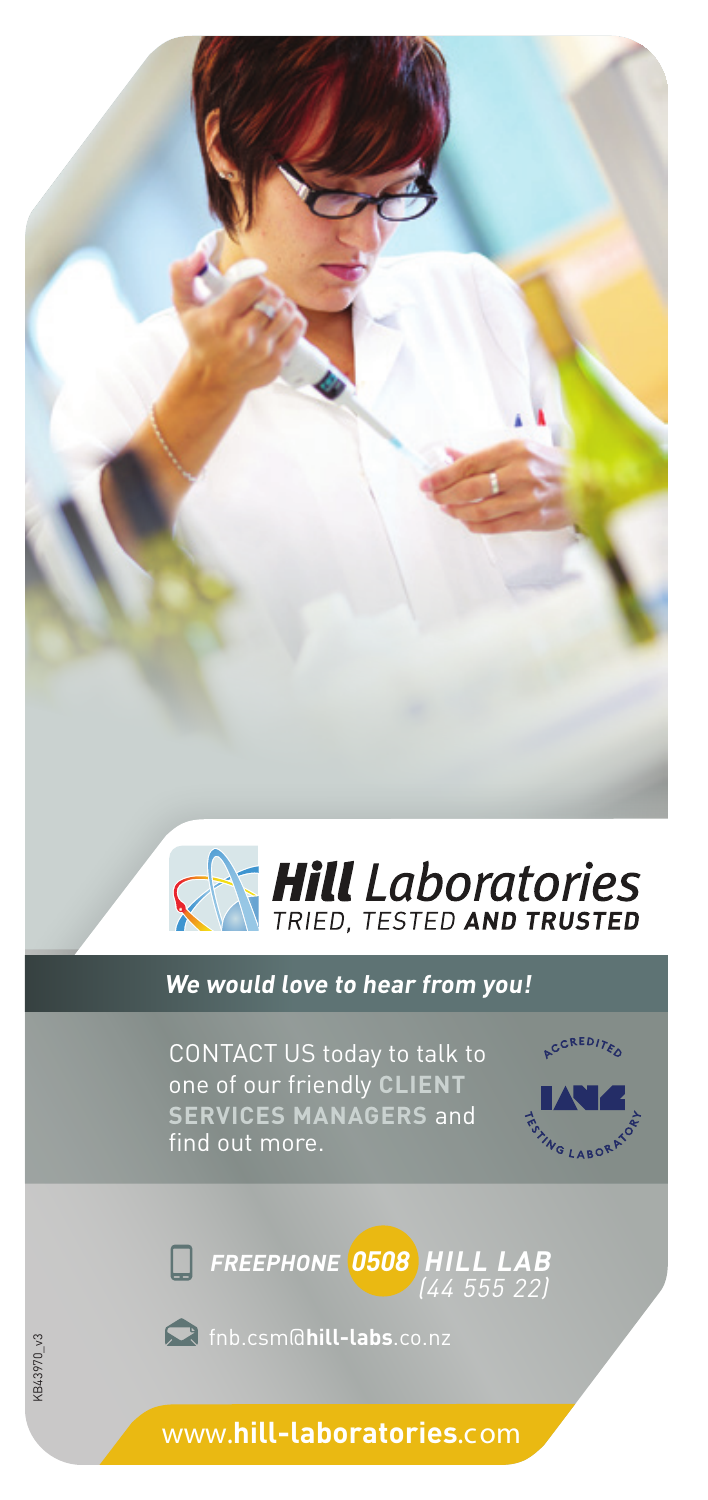**Hill** Laboratories

TRIED, TESTED **AND TRUSTED**

***We would love to hear from you!***

CONTACT US today to talk to one of our friendly **CLIENT SERVICES MANAGERS** and find out more.

ACCREDITED TESTING LABORATORY

***FREEPHONE 0508 HILL LAB***
*(44 555 22)*

fnb.csm@**hill-labs**.co.nz

www.**hill-laboratories**.com

KB43970_v3